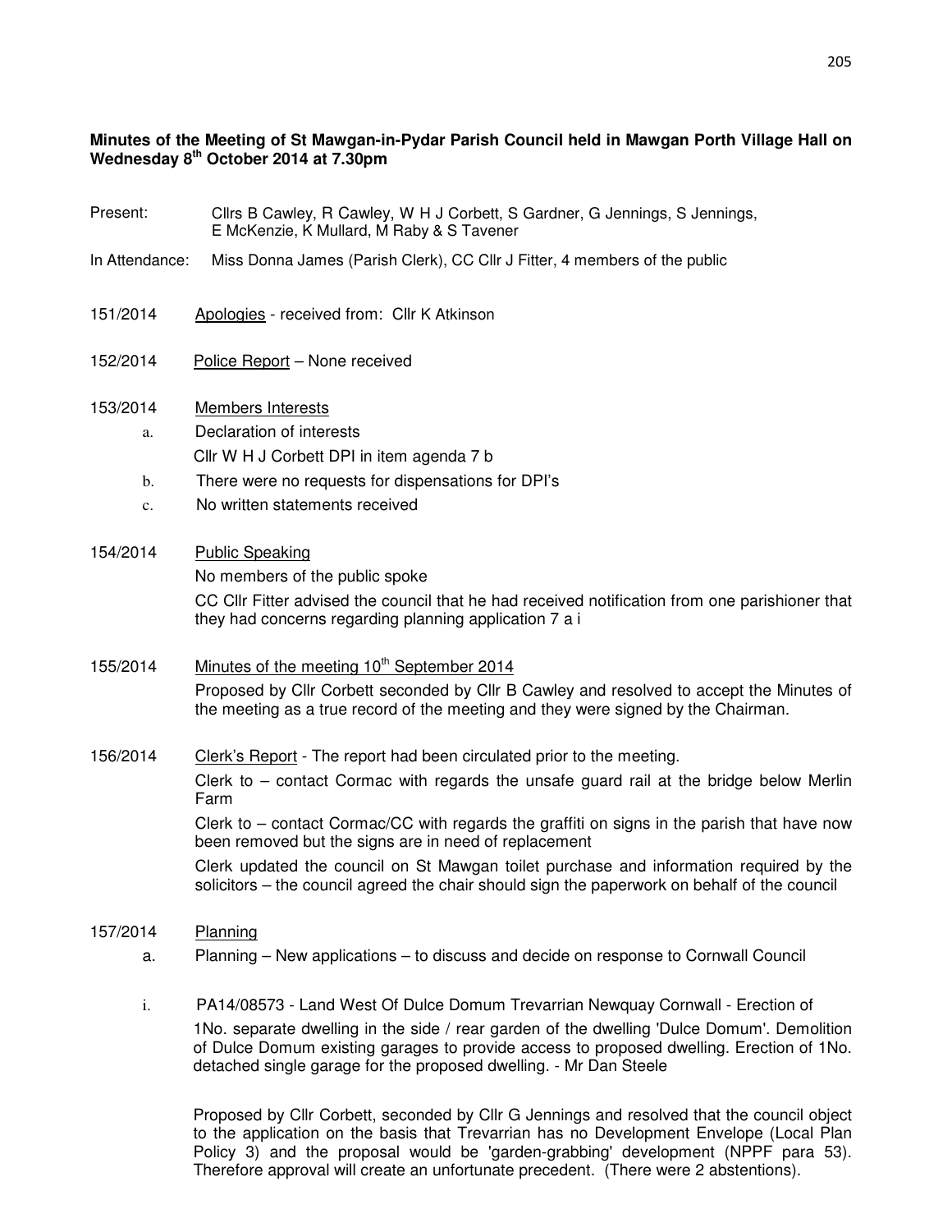**Minutes of the Meeting of St Mawgan-in-Pydar Parish Council held in Mawgan Porth Village Hall on Wednesday 8th October 2014 at 7.30pm**

Present: Cllrs B Cawley, R Cawley, W H J Corbett, S Gardner, G Jennings, S Jennings, E McKenzie, K Mullard, M Raby & S Tavener

In Attendance: Miss Donna James (Parish Clerk), CC Cllr J Fitter, 4 members of the public

151/2014 Apologies - received from: Cllr K Atkinson

152/2014 Police Report – None received

153/2014 Members Interests

a. Declaration of interests

Cllr W H J Corbett DPI in item agenda 7 b

b. There were no requests for dispensations for DPI's

c. No written statements received

154/2014 Public Speaking

No members of the public spoke

CC Cllr Fitter advised the council that he had received notification from one parishioner that they had concerns regarding planning application 7 a i

155/2014 Minutes of the meeting 10th September 2014

Proposed by Cllr Corbett seconded by Cllr B Cawley and resolved to accept the Minutes of the meeting as a true record of the meeting and they were signed by the Chairman.

156/2014 Clerk's Report - The report had been circulated prior to the meeting.

Clerk to – contact Cormac with regards the unsafe guard rail at the bridge below Merlin Farm

Clerk to – contact Cormac/CC with regards the graffiti on signs in the parish that have now been removed but the signs are in need of replacement

Clerk updated the council on St Mawgan toilet purchase and information required by the solicitors – the council agreed the chair should sign the paperwork on behalf of the council

157/2014 Planning

a. Planning – New applications – to discuss and decide on response to Cornwall Council

i. PA14/08573 - Land West Of Dulce Domum Trevarrian Newquay Cornwall - Erection of 1No. separate dwelling in the side / rear garden of the dwelling 'Dulce Domum'. Demolition of Dulce Domum existing garages to provide access to proposed dwelling. Erection of 1No. detached single garage for the proposed dwelling. - Mr Dan Steele

Proposed by Cllr Corbett, seconded by Cllr G Jennings and resolved that the council object to the application on the basis that Trevarrian has no Development Envelope (Local Plan Policy 3) and the proposal would be 'garden-grabbing' development (NPPF para 53). Therefore approval will create an unfortunate precedent. (There were 2 abstentions).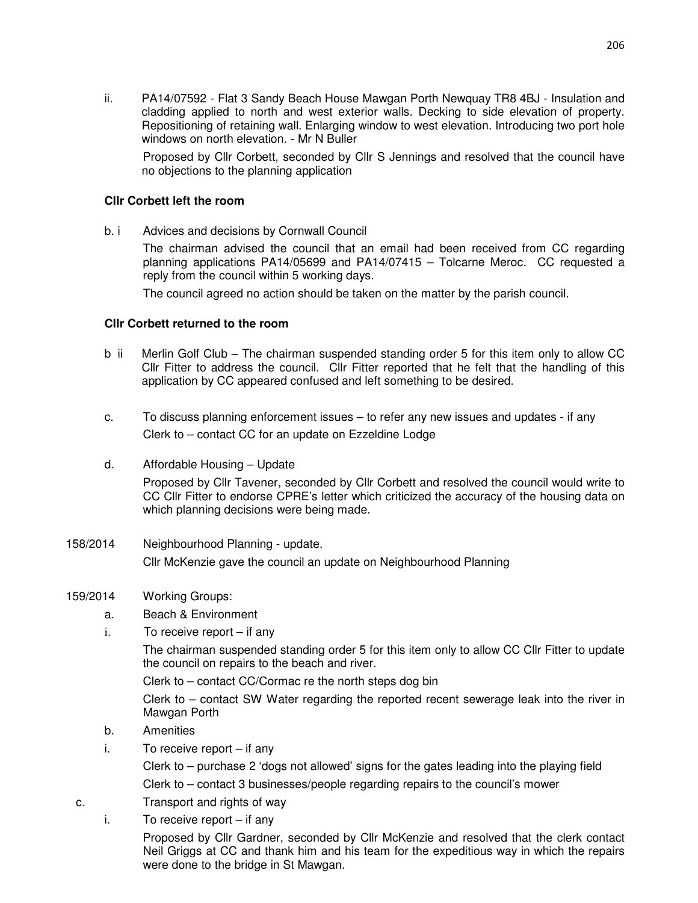ii. PA14/07592 - Flat 3 Sandy Beach House Mawgan Porth Newquay TR8 4BJ - Insulation and cladding applied to north and west exterior walls. Decking to side elevation of property. Repositioning of retaining wall. Enlarging window to west elevation. Introducing two port hole windows on north elevation. - Mr N Buller

Proposed by Cllr Corbett, seconded by Cllr S Jennings and resolved that the council have no objections to the planning application

**Cllr Corbett left the room**

b. i Advices and decisions by Cornwall Council

The chairman advised the council that an email had been received from CC regarding planning applications PA14/05699 and PA14/07415 – Tolcarne Meroc. CC requested a reply from the council within 5 working days.

The council agreed no action should be taken on the matter by the parish council.

**Cllr Corbett returned to the room**

b ii Merlin Golf Club – The chairman suspended standing order 5 for this item only to allow CC Cllr Fitter to address the council. Cllr Fitter reported that he felt that the handling of this application by CC appeared confused and left something to be desired.

c. To discuss planning enforcement issues – to refer any new issues and updates - if any

Clerk to – contact CC for an update on Ezzeldine Lodge

d. Affordable Housing – Update

Proposed by Cllr Tavener, seconded by Cllr Corbett and resolved the council would write to CC Cllr Fitter to endorse CPRE's letter which criticized the accuracy of the housing data on which planning decisions were being made.

158/2014 Neighbourhood Planning - update.

Cllr McKenzie gave the council an update on Neighbourhood Planning

159/2014 Working Groups:

a. Beach & Environment

i. To receive report – if any

The chairman suspended standing order 5 for this item only to allow CC Cllr Fitter to update the council on repairs to the beach and river.

Clerk to – contact CC/Cormac re the north steps dog bin

Clerk to – contact SW Water regarding the reported recent sewerage leak into the river in Mawgan Porth

b. Amenities

i. To receive report – if any

Clerk to – purchase 2 'dogs not allowed' signs for the gates leading into the playing field

Clerk to – contact 3 businesses/people regarding repairs to the council's mower

c. Transport and rights of way

i. To receive report – if any

Proposed by Cllr Gardner, seconded by Cllr McKenzie and resolved that the clerk contact Neil Griggs at CC and thank him and his team for the expeditious way in which the repairs were done to the bridge in St Mawgan.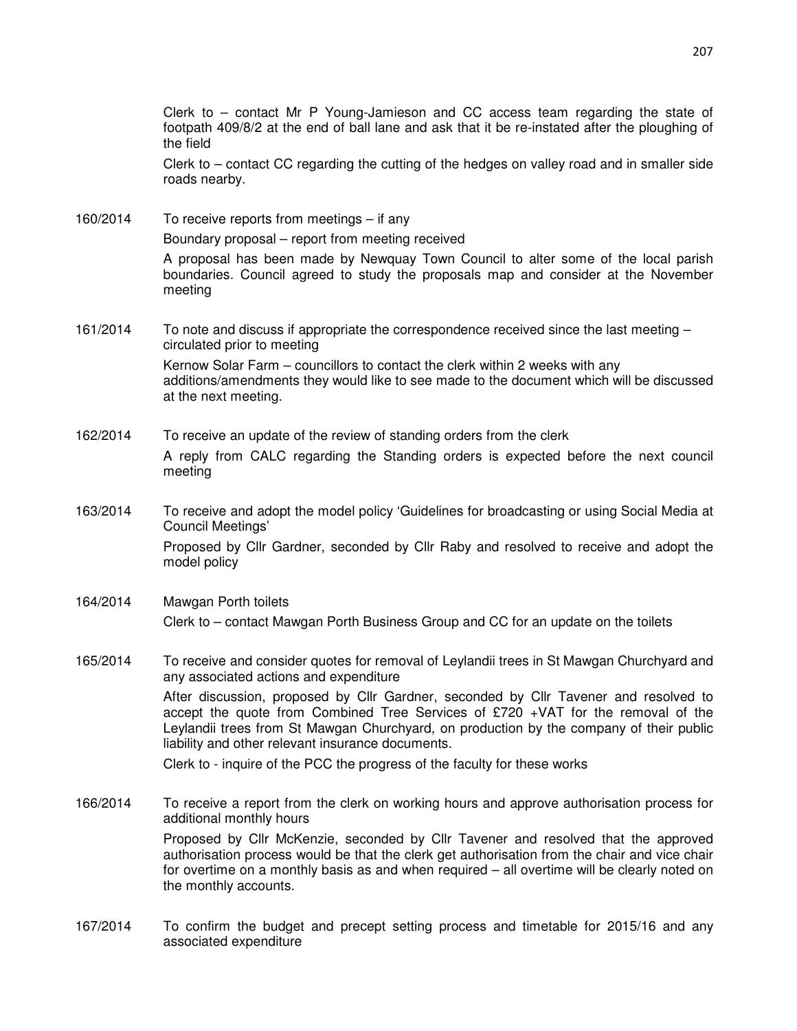Clerk to – contact Mr P Young-Jamieson and CC access team regarding the state of footpath 409/8/2 at the end of ball lane and ask that it be re-instated after the ploughing of the field

Clerk to – contact CC regarding the cutting of the hedges on valley road and in smaller side roads nearby.

160/2014 To receive reports from meetings – if any

Boundary proposal – report from meeting received

A proposal has been made by Newquay Town Council to alter some of the local parish boundaries. Council agreed to study the proposals map and consider at the November meeting

161/2014 To note and discuss if appropriate the correspondence received since the last meeting – circulated prior to meeting

Kernow Solar Farm – councillors to contact the clerk within 2 weeks with any additions/amendments they would like to see made to the document which will be discussed at the next meeting.

162/2014 To receive an update of the review of standing orders from the clerk

A reply from CALC regarding the Standing orders is expected before the next council meeting

163/2014 To receive and adopt the model policy 'Guidelines for broadcasting or using Social Media at Council Meetings'

Proposed by Cllr Gardner, seconded by Cllr Raby and resolved to receive and adopt the model policy

164/2014 Mawgan Porth toilets

Clerk to – contact Mawgan Porth Business Group and CC for an update on the toilets

165/2014 To receive and consider quotes for removal of Leylandii trees in St Mawgan Churchyard and any associated actions and expenditure

After discussion, proposed by Cllr Gardner, seconded by Cllr Tavener and resolved to accept the quote from Combined Tree Services of £720 +VAT for the removal of the Leylandii trees from St Mawgan Churchyard, on production by the company of their public liability and other relevant insurance documents.

Clerk to - inquire of the PCC the progress of the faculty for these works

166/2014 To receive a report from the clerk on working hours and approve authorisation process for additional monthly hours

Proposed by Cllr McKenzie, seconded by Cllr Tavener and resolved that the approved authorisation process would be that the clerk get authorisation from the chair and vice chair for overtime on a monthly basis as and when required – all overtime will be clearly noted on the monthly accounts.

167/2014 To confirm the budget and precept setting process and timetable for 2015/16 and any associated expenditure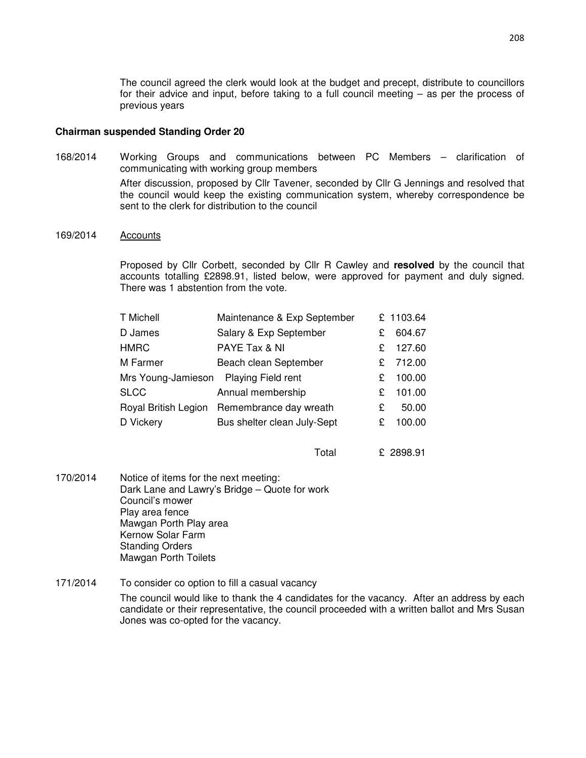The council agreed the clerk would look at the budget and precept, distribute to councillors for their advice and input, before taking to a full council meeting – as per the process of previous years

**Chairman suspended Standing Order 20**

168/2014 Working Groups and communications between PC Members – clarification of communicating with working group members

After discussion, proposed by Cllr Tavener, seconded by Cllr G Jennings and resolved that the council would keep the existing communication system, whereby correspondence be sent to the clerk for distribution to the council

169/2014 Accounts

Proposed by Cllr Corbett, seconded by Cllr R Cawley and **resolved** by the council that accounts totalling £2898.91, listed below, were approved for payment and duly signed. There was 1 abstention from the vote.

| | | |
|---|---|---|
| T Michell | Maintenance & Exp September | £ 1103.64 |
| D James | Salary & Exp September | £ 604.67 |
| HMRC | PAYE Tax & NI | £ 127.60 |
| M Farmer | Beach clean September | £ 712.00 |
| Mrs Young-Jamieson | Playing Field rent | £ 100.00 |
| SLCC | Annual membership | £ 101.00 |
| Royal British Legion | Remembrance day wreath | £ 50.00 |
| D Vickery | Bus shelter clean July-Sept | £ 100.00 |
| | Total | £ 2898.91 |

170/2014 Notice of items for the next meeting:
Dark Lane and Lawry's Bridge – Quote for work
Council's mower
Play area fence
Mawgan Porth Play area
Kernow Solar Farm
Standing Orders
Mawgan Porth Toilets

171/2014 To consider co option to fill a casual vacancy

The council would like to thank the 4 candidates for the vacancy. After an address by each candidate or their representative, the council proceeded with a written ballot and Mrs Susan Jones was co-opted for the vacancy.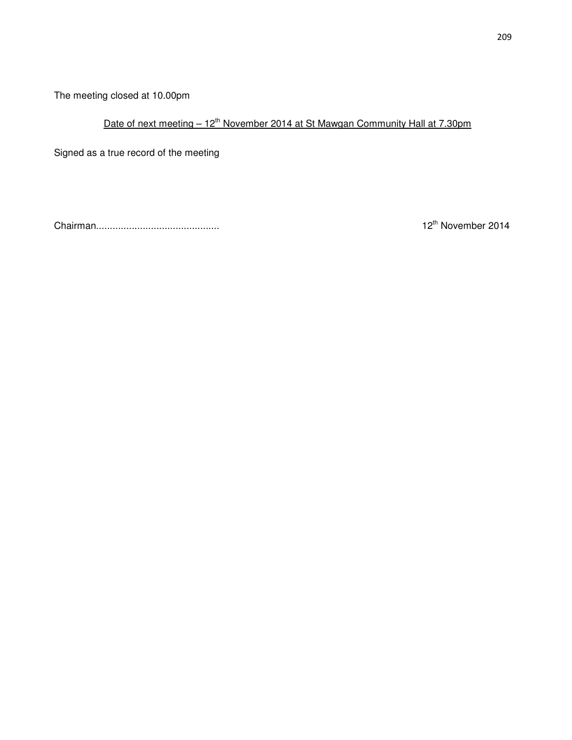The meeting closed at 10.00pm

Date of next meeting – 12th November 2014 at St Mawgan Community Hall at 7.30pm

Signed as a true record of the meeting

Chairman............................................ 12th November 2014